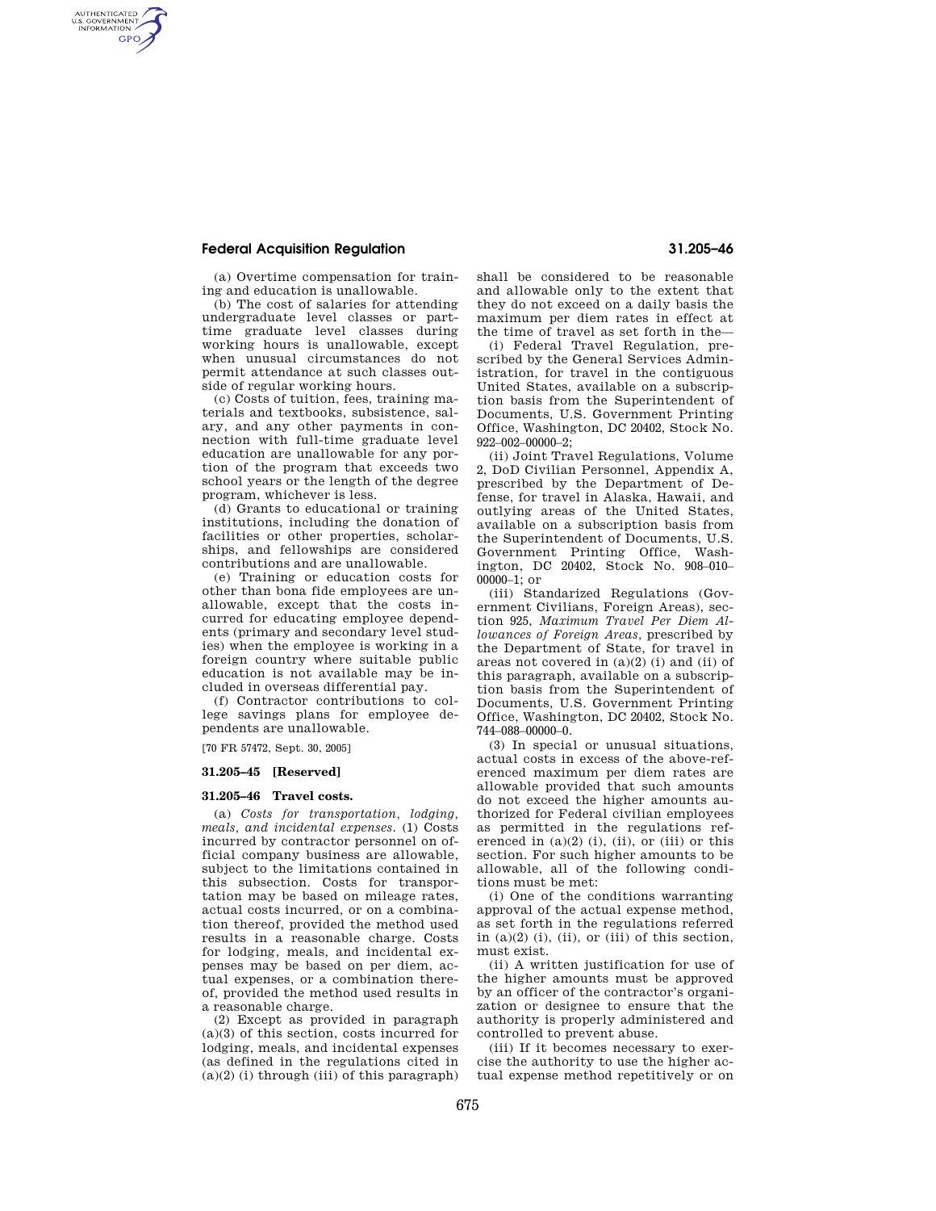(a) Overtime compensation for training and education is unallowable.

(b) The cost of salaries for attending undergraduate level classes or part-time graduate level classes during working hours is unallowable, except when unusual circumstances do not permit attendance at such classes outside of regular working hours.

(c) Costs of tuition, fees, training materials and textbooks, subsistence, salary, and any other payments in connection with full-time graduate level education are unallowable for any portion of the program that exceeds two school years or the length of the degree program, whichever is less.

(d) Grants to educational or training institutions, including the donation of facilities or other properties, scholarships, and fellowships are considered contributions and are unallowable.

(e) Training or education costs for other than bona fide employees are unallowable, except that the costs incurred for educating employee dependents (primary and secondary level studies) when the employee is working in a foreign country where suitable public education is not available may be included in overseas differential pay.

(f) Contractor contributions to college savings plans for employee dependents are unallowable.

[70 FR 57472, Sept. 30, 2005]

### 31.205–45 [Reserved]

### 31.205–46 Travel costs.

(a) *Costs for transportation, lodging, meals, and incidental expenses.* (1) Costs incurred by contractor personnel on official company business are allowable, subject to the limitations contained in this subsection. Costs for transportation may be based on mileage rates, actual costs incurred, or on a combination thereof, provided the method used results in a reasonable charge. Costs for lodging, meals, and incidental expenses may be based on per diem, actual expenses, or a combination thereof, provided the method used results in a reasonable charge.

(2) Except as provided in paragraph (a)(3) of this section, costs incurred for lodging, meals, and incidental expenses (as defined in the regulations cited in (a)(2) (i) through (iii) of this paragraph) shall be considered to be reasonable and allowable only to the extent that they do not exceed on a daily basis the maximum per diem rates in effect at the time of travel as set forth in the—

(i) Federal Travel Regulation, prescribed by the General Services Administration, for travel in the contiguous United States, available on a subscription basis from the Superintendent of Documents, U.S. Government Printing Office, Washington, DC 20402, Stock No. 922–002–00000–2;

(ii) Joint Travel Regulations, Volume 2, DoD Civilian Personnel, Appendix A, prescribed by the Department of Defense, for travel in Alaska, Hawaii, and outlying areas of the United States, available on a subscription basis from the Superintendent of Documents, U.S. Government Printing Office, Washington, DC 20402, Stock No. 908–010–00000–1; or

(iii) Standarized Regulations (Government Civilians, Foreign Areas), section 925, *Maximum Travel Per Diem Allowances of Foreign Areas*, prescribed by the Department of State, for travel in areas not covered in (a)(2) (i) and (ii) of this paragraph, available on a subscription basis from the Superintendent of Documents, U.S. Government Printing Office, Washington, DC 20402, Stock No. 744–088–00000–0.

(3) In special or unusual situations, actual costs in excess of the above-referenced maximum per diem rates are allowable provided that such amounts do not exceed the higher amounts authorized for Federal civilian employees as permitted in the regulations referenced in (a)(2) (i), (ii), or (iii) or this section. For such higher amounts to be allowable, all of the following conditions must be met:

(i) One of the conditions warranting approval of the actual expense method, as set forth in the regulations referred in (a)(2) (i), (ii), or (iii) of this section, must exist.

(ii) A written justification for use of the higher amounts must be approved by an officer of the contractor's organization or designee to ensure that the authority is properly administered and controlled to prevent abuse.

(iii) If it becomes necessary to exercise the authority to use the higher actual expense method repetitively or on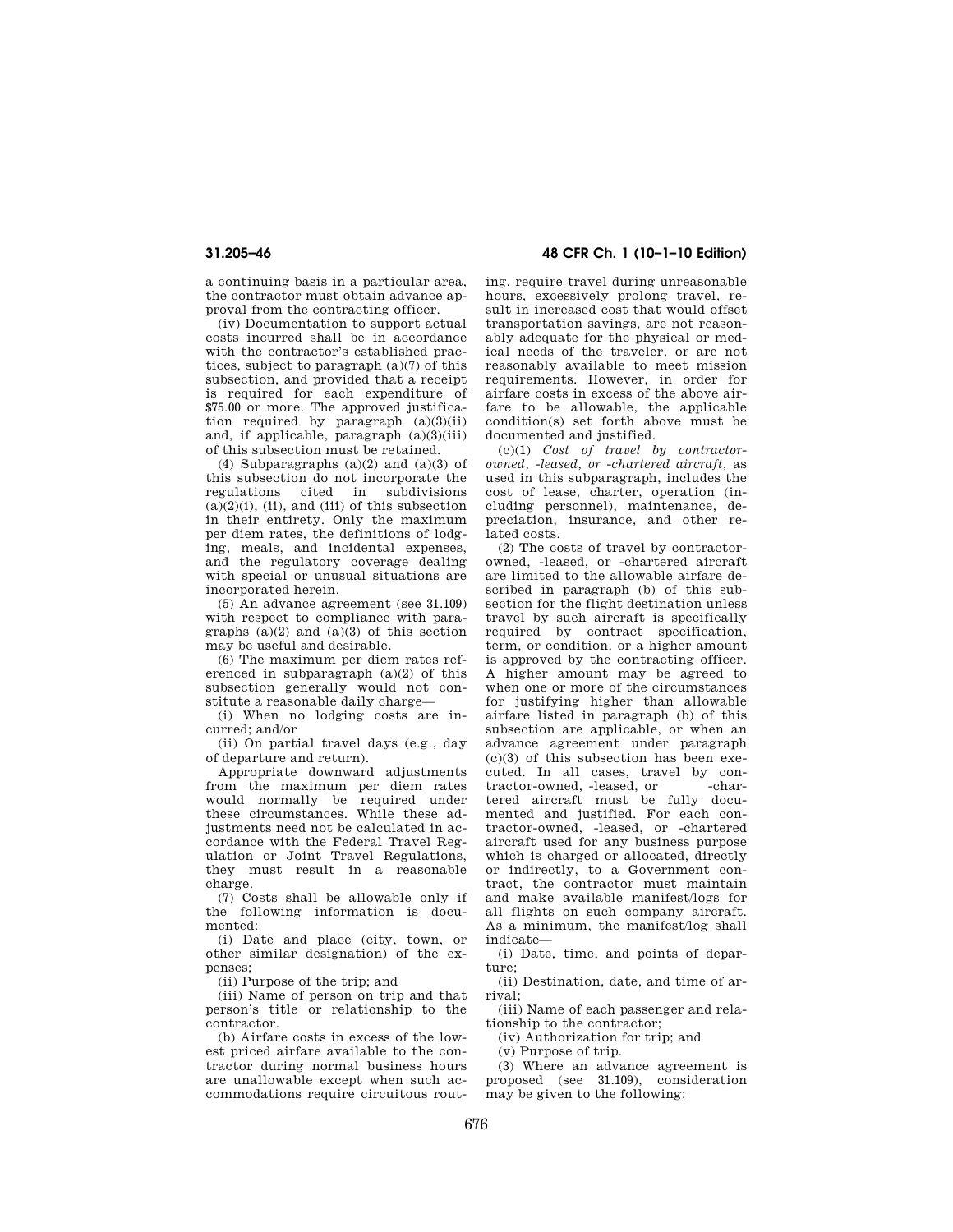a continuing basis in a particular area, the contractor must obtain advance approval from the contracting officer.

(iv) Documentation to support actual costs incurred shall be in accordance with the contractor's established practices, subject to paragraph (a)(7) of this subsection, and provided that a receipt is required for each expenditure of $75.00 or more. The approved justification required by paragraph (a)(3)(ii) and, if applicable, paragraph (a)(3)(iii) of this subsection must be retained.

(4) Subparagraphs (a)(2) and (a)(3) of this subsection do not incorporate the regulations cited in subdivisions (a)(2)(i), (ii), and (iii) of this subsection in their entirety. Only the maximum per diem rates, the definitions of lodging, meals, and incidental expenses, and the regulatory coverage dealing with special or unusual situations are incorporated herein.

(5) An advance agreement (see 31.109) with respect to compliance with paragraphs (a)(2) and (a)(3) of this section may be useful and desirable.

(6) The maximum per diem rates referenced in subparagraph (a)(2) of this subsection generally would not constitute a reasonable daily charge—

(i) When no lodging costs are incurred; and/or

(ii) On partial travel days (e.g., day of departure and return).

Appropriate downward adjustments from the maximum per diem rates would normally be required under these circumstances. While these adjustments need not be calculated in accordance with the Federal Travel Regulation or Joint Travel Regulations, they must result in a reasonable charge.

(7) Costs shall be allowable only if the following information is documented:

(i) Date and place (city, town, or other similar designation) of the expenses;

(ii) Purpose of the trip; and

(iii) Name of person on trip and that person's title or relationship to the contractor.

(b) Airfare costs in excess of the lowest priced airfare available to the contractor during normal business hours are unallowable except when such accommodations require circuitous routing, require travel during unreasonable hours, excessively prolong travel, result in increased cost that would offset transportation savings, are not reasonably adequate for the physical or medical needs of the traveler, or are not reasonably available to meet mission requirements. However, in order for airfare costs in excess of the above airfare to be allowable, the applicable condition(s) set forth above must be documented and justified.

(c)(1) *Cost of travel by contractor-owned, -leased, or -chartered aircraft*, as used in this subparagraph, includes the cost of lease, charter, operation (including personnel), maintenance, depreciation, insurance, and other related costs.

(2) The costs of travel by contractor-owned, -leased, or -chartered aircraft are limited to the allowable airfare described in paragraph (b) of this subsection for the flight destination unless travel by such aircraft is specifically required by contract specification, term, or condition, or a higher amount is approved by the contracting officer. A higher amount may be agreed to when one or more of the circumstances for justifying higher than allowable airfare listed in paragraph (b) of this subsection are applicable, or when an advance agreement under paragraph (c)(3) of this subsection has been executed. In all cases, travel by contractor-owned, -leased, or -chartered aircraft must be fully documented and justified. For each contractor-owned, -leased, or -chartered aircraft used for any business purpose which is charged or allocated, directly or indirectly, to a Government contract, the contractor must maintain and make available manifest/logs for all flights on such company aircraft. As a minimum, the manifest/log shall indicate—

(i) Date, time, and points of departure;

(ii) Destination, date, and time of arrival;

(iii) Name of each passenger and relationship to the contractor;

(iv) Authorization for trip; and

(v) Purpose of trip.

(3) Where an advance agreement is proposed (see 31.109), consideration may be given to the following: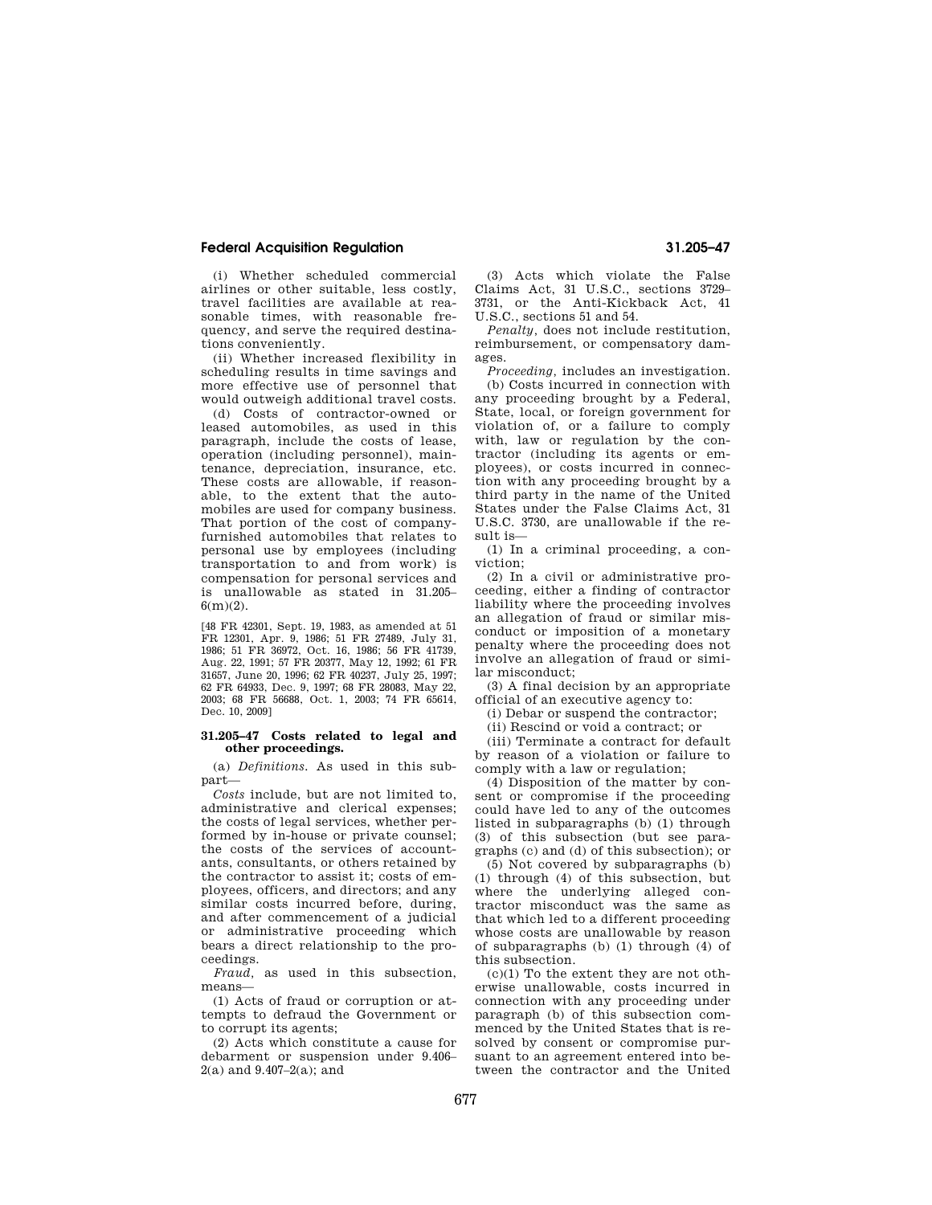(i) Whether scheduled commercial airlines or other suitable, less costly, travel facilities are available at reasonable times, with reasonable frequency, and serve the required destinations conveniently.

(ii) Whether increased flexibility in scheduling results in time savings and more effective use of personnel that would outweigh additional travel costs.

(d) Costs of contractor-owned or leased automobiles, as used in this paragraph, include the costs of lease, operation (including personnel), maintenance, depreciation, insurance, etc. These costs are allowable, if reasonable, to the extent that the automobiles are used for company business. That portion of the cost of company-furnished automobiles that relates to personal use by employees (including transportation to and from work) is compensation for personal services and is unallowable as stated in 31.205–6(m)(2).

[48 FR 42301, Sept. 19, 1983, as amended at 51 FR 12301, Apr. 9, 1986; 51 FR 27489, July 31, 1986; 51 FR 36972, Oct. 16, 1986; 56 FR 41739, Aug. 22, 1991; 57 FR 20377, May 12, 1992; 61 FR 31657, June 20, 1996; 62 FR 40237, July 25, 1997; 62 FR 64933, Dec. 9, 1997; 68 FR 28083, May 22, 2003; 68 FR 56688, Oct. 1, 2003; 74 FR 65614, Dec. 10, 2009]

### 31.205–47 Costs related to legal and other proceedings.

(a) *Definitions.* As used in this subpart—

*Costs* include, but are not limited to, administrative and clerical expenses; the costs of legal services, whether performed by in-house or private counsel; the costs of the services of accountants, consultants, or others retained by the contractor to assist it; costs of employees, officers, and directors; and any similar costs incurred before, during, and after commencement of a judicial or administrative proceeding which bears a direct relationship to the proceedings.

*Fraud,* as used in this subsection, means—

(1) Acts of fraud or corruption or attempts to defraud the Government or to corrupt its agents;

(2) Acts which constitute a cause for debarment or suspension under 9.406–2(a) and 9.407–2(a); and

(3) Acts which violate the False Claims Act, 31 U.S.C., sections 3729–3731, or the Anti-Kickback Act, 41 U.S.C., sections 51 and 54.

*Penalty,* does not include restitution, reimbursement, or compensatory damages.

*Proceeding,* includes an investigation.

(b) Costs incurred in connection with any proceeding brought by a Federal, State, local, or foreign government for violation of, or a failure to comply with, law or regulation by the contractor (including its agents or employees), or costs incurred in connection with any proceeding brought by a third party in the name of the United States under the False Claims Act, 31 U.S.C. 3730, are unallowable if the result is—

(1) In a criminal proceeding, a conviction;

(2) In a civil or administrative proceeding, either a finding of contractor liability where the proceeding involves an allegation of fraud or similar misconduct or imposition of a monetary penalty where the proceeding does not involve an allegation of fraud or similar misconduct;

(3) A final decision by an appropriate official of an executive agency to:

(i) Debar or suspend the contractor;

(ii) Rescind or void a contract; or

(iii) Terminate a contract for default by reason of a violation or failure to comply with a law or regulation;

(4) Disposition of the matter by consent or compromise if the proceeding could have led to any of the outcomes listed in subparagraphs (b) (1) through (3) of this subsection (but see paragraphs (c) and (d) of this subsection); or

(5) Not covered by subparagraphs (b) (1) through (4) of this subsection, but where the underlying alleged contractor misconduct was the same as that which led to a different proceeding whose costs are unallowable by reason of subparagraphs (b) (1) through (4) of this subsection.

(c)(1) To the extent they are not otherwise unallowable, costs incurred in connection with any proceeding under paragraph (b) of this subsection commenced by the United States that is resolved by consent or compromise pursuant to an agreement entered into between the contractor and the United